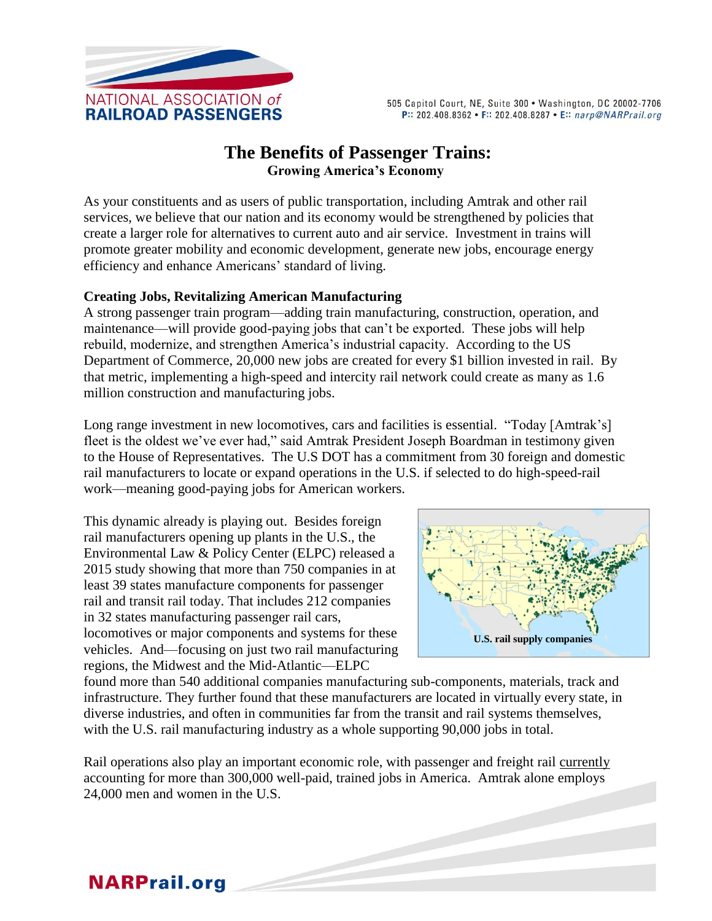NATIONAL ASSOCIATION of RAILROAD PASSENGERS

505 Capitol Court, NE, Suite 300 • Washington, DC 20002-7706
P:: 202.408.8362 • F:: 202.408.8287 • E:: narp@NARPrail.org

# The Benefits of Passenger Trains:

## Growing America's Economy

As your constituents and as users of public transportation, including Amtrak and other rail services, we believe that our nation and its economy would be strengthened by policies that create a larger role for alternatives to current auto and air service. Investment in trains will promote greater mobility and economic development, generate new jobs, encourage energy efficiency and enhance Americans' standard of living.

**Creating Jobs, Revitalizing American Manufacturing**

A strong passenger train program—adding train manufacturing, construction, operation, and maintenance—will provide good-paying jobs that can't be exported. These jobs will help rebuild, modernize, and strengthen America's industrial capacity. According to the US Department of Commerce, 20,000 new jobs are created for every $1 billion invested in rail. By that metric, implementing a high-speed and intercity rail network could create as many as 1.6 million construction and manufacturing jobs.

Long range investment in new locomotives, cars and facilities is essential. "Today [Amtrak's] fleet is the oldest we've ever had," said Amtrak President Joseph Boardman in testimony given to the House of Representatives. The U.S DOT has a commitment from 30 foreign and domestic rail manufacturers to locate or expand operations in the U.S. if selected to do high-speed-rail work—meaning good-paying jobs for American workers.

This dynamic already is playing out. Besides foreign rail manufacturers opening up plants in the U.S., the Environmental Law & Policy Center (ELPC) released a 2015 study showing that more than 750 companies in at least 39 states manufacture components for passenger rail and transit rail today. That includes 212 companies in 32 states manufacturing passenger rail cars, locomotives or major components and systems for these vehicles. And—focusing on just two rail manufacturing regions, the Midwest and the Mid-Atlantic—ELPC found more than 540 additional companies manufacturing sub-components, materials, track and infrastructure. They further found that these manufacturers are located in virtually every state, in diverse industries, and often in communities far from the transit and rail systems themselves, with the U.S. rail manufacturing industry as a whole supporting 90,000 jobs in total.

**U.S. rail supply companies**

Rail operations also play an important economic role, with passenger and freight rail currently accounting for more than 300,000 well-paid, trained jobs in America. Amtrak alone employs 24,000 men and women in the U.S.

NARPrail.org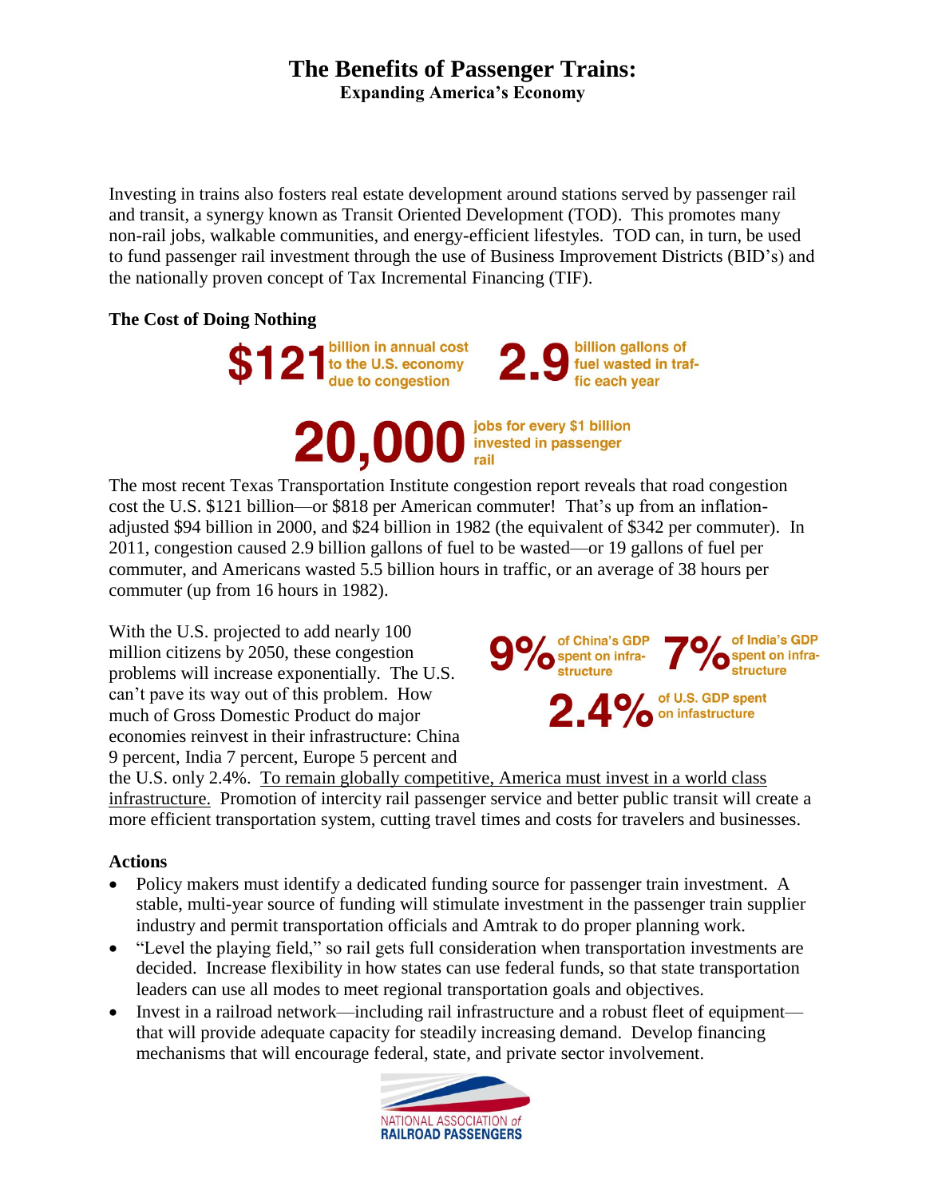# The Benefits of Passenger Trains:

**Expanding America's Economy**

Investing in trains also fosters real estate development around stations served by passenger rail and transit, a synergy known as Transit Oriented Development (TOD). This promotes many non-rail jobs, walkable communities, and energy-efficient lifestyles. TOD can, in turn, be used to fund passenger rail investment through the use of Business Improvement Districts (BID's) and the nationally proven concept of Tax Incremental Financing (TIF).

### The Cost of Doing Nothing

**$121** billion in annual cost to the U.S. economy due to congestion

**2.9** billion gallons of fuel wasted in traffic each year

**20,000** jobs for every $1 billion invested in passenger rail

The most recent Texas Transportation Institute congestion report reveals that road congestion cost the U.S. $121 billion—or $818 per American commuter! That's up from an inflation-adjusted $94 billion in 2000, and $24 billion in 1982 (the equivalent of $342 per commuter). In 2011, congestion caused 2.9 billion gallons of fuel to be wasted—or 19 gallons of fuel per commuter, and Americans wasted 5.5 billion hours in traffic, or an average of 38 hours per commuter (up from 16 hours in 1982).

**9%** of China's GDP spent on infrastructure

**7%** of India's GDP spent on infrastructure

**2.4%** of U.S. GDP spent on infastructure

With the U.S. projected to add nearly 100 million citizens by 2050, these congestion problems will increase exponentially. The U.S. can't pave its way out of this problem. How much of Gross Domestic Product do major economies reinvest in their infrastructure: China 9 percent, India 7 percent, Europe 5 percent and the U.S. only 2.4%. <u>To remain globally competitive, America must invest in a world class infrastructure.</u> Promotion of intercity rail passenger service and better public transit will create a more efficient transportation system, cutting travel times and costs for travelers and businesses.

### Actions

- Policy makers must identify a dedicated funding source for passenger train investment. A stable, multi-year source of funding will stimulate investment in the passenger train supplier industry and permit transportation officials and Amtrak to do proper planning work.
- "Level the playing field," so rail gets full consideration when transportation investments are decided. Increase flexibility in how states can use federal funds, so that state transportation leaders can use all modes to meet regional transportation goals and objectives.
- Invest in a railroad network—including rail infrastructure and a robust fleet of equipment—that will provide adequate capacity for steadily increasing demand. Develop financing mechanisms that will encourage federal, state, and private sector involvement.

NATIONAL ASSOCIATION *of* RAILROAD PASSENGERS